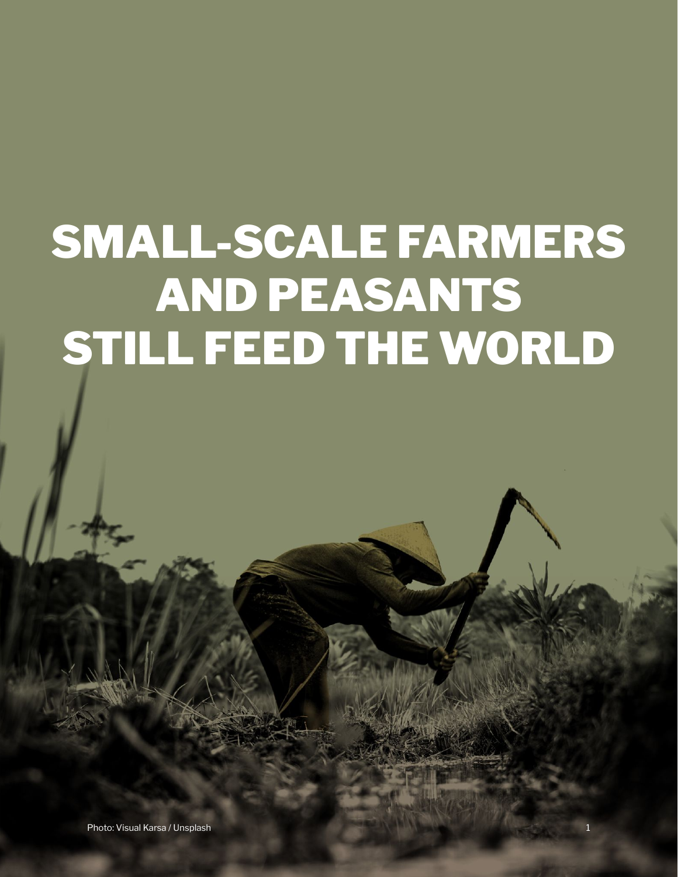# SMALL-SCALE FARMERS AND PEASANTS STILL FEED THE WORLD

Photo: Visual Karsa / Unsplash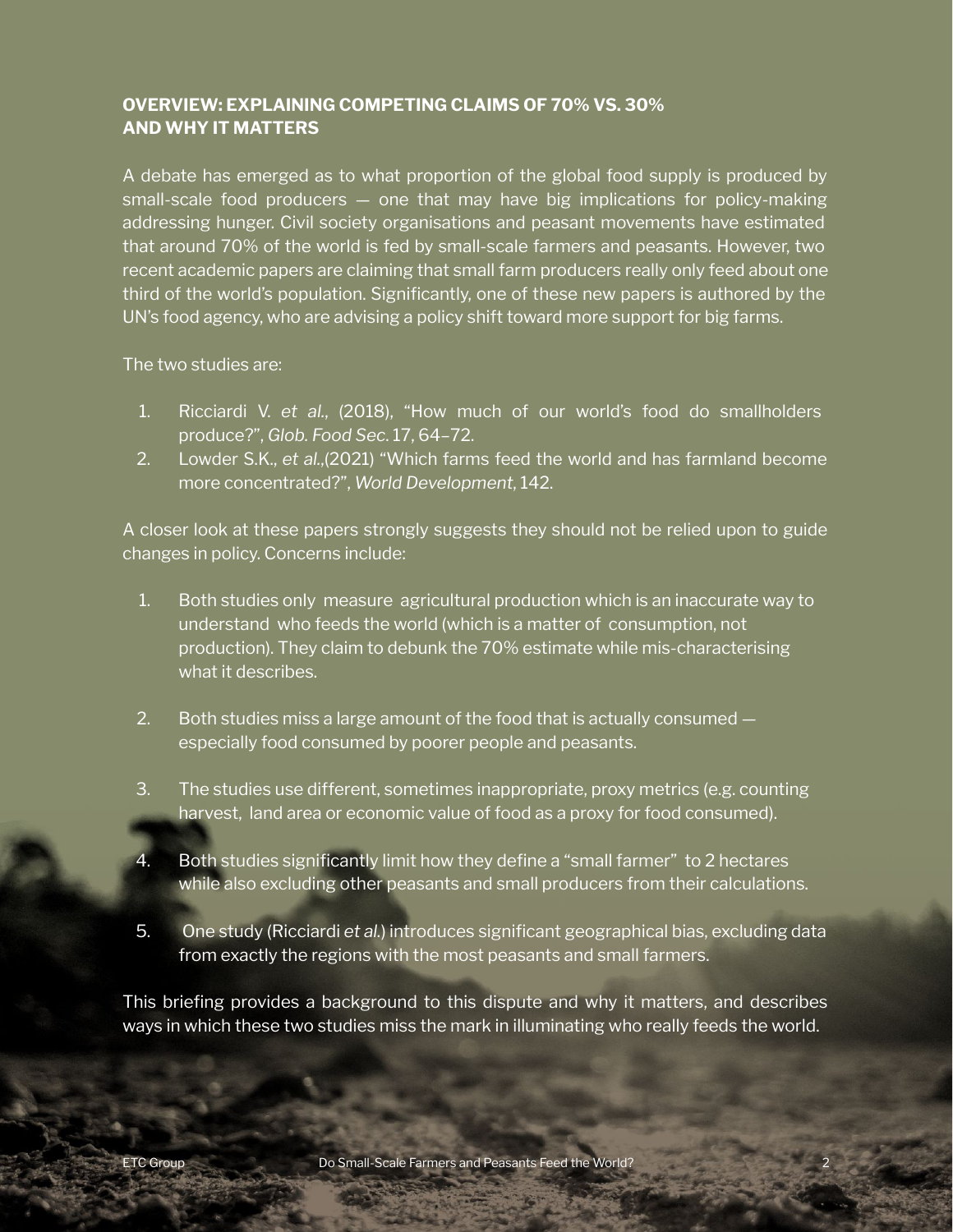## OVERVIEW: EXPLAINING COMPETING CLAIMS OF 70% VS. 30% AND WHY IT MATTERS

A debate has emerged as to what proportion of the global food supply is produced by small-scale food producers — one that may have big implications for policy-making addressing hunger. Civil society organisations and peasant movements have estimated that around 70% of the world is fed by small-scale farmers and peasants. However, two recent academic papers are claiming that small farm producers really only feed about one third of the world's population. Significantly, one of these new papers is authored by the UN's food agency, who are advising a policy shift toward more support for big farms.

The two studies are:

1. Ricciardi V. *et al.*, (2018), "How much of our world's food do smallholders produce?", *Glob. Food Sec.* 17, 64–72.
2. Lowder S.K., *et al.*,(2021) "Which farms feed the world and has farmland become more concentrated?", *World Development*, 142.

A closer look at these papers strongly suggests they should not be relied upon to guide changes in policy. Concerns include:

1. Both studies only measure agricultural production which is an inaccurate way to understand who feeds the world (which is a matter of consumption, not production). They claim to debunk the 70% estimate while mis-characterising what it describes.
2. Both studies miss a large amount of the food that is actually consumed — especially food consumed by poorer people and peasants.
3. The studies use different, sometimes inappropriate, proxy metrics (e.g. counting harvest, land area or economic value of food as a proxy for food consumed).
4. Both studies significantly limit how they define a "small farmer" to 2 hectares while also excluding other peasants and small producers from their calculations.
5. One study (Ricciardi *et al.*) introduces significant geographical bias, excluding data from exactly the regions with the most peasants and small farmers.

This briefing provides a background to this dispute and why it matters, and describes ways in which these two studies miss the mark in illuminating who really feeds the world.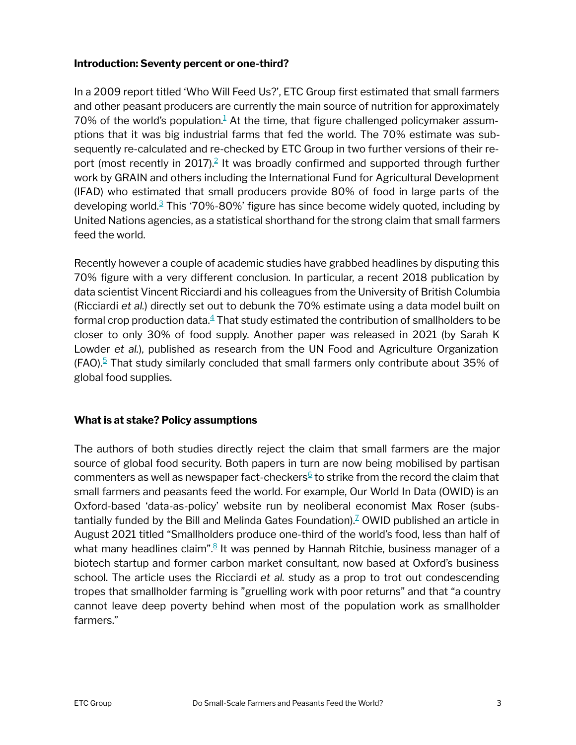**Introduction: Seventy percent or one-third?**

In a 2009 report titled 'Who Will Feed Us?', ETC Group first estimated that small farmers and other peasant producers are currently the main source of nutrition for approximately 70% of the world's population.[1] At the time, that figure challenged policymaker assumptions that it was big industrial farms that fed the world. The 70% estimate was subsequently re-calculated and re-checked by ETC Group in two further versions of their report (most recently in 2017).[2] It was broadly confirmed and supported through further work by GRAIN and others including the International Fund for Agricultural Development (IFAD) who estimated that small producers provide 80% of food in large parts of the developing world.[3] This '70%-80%' figure has since become widely quoted, including by United Nations agencies, as a statistical shorthand for the strong claim that small farmers feed the world.

Recently however a couple of academic studies have grabbed headlines by disputing this 70% figure with a very different conclusion. In particular, a recent 2018 publication by data scientist Vincent Ricciardi and his colleagues from the University of British Columbia (Ricciardi *et al.*) directly set out to debunk the 70% estimate using a data model built on formal crop production data.[4] That study estimated the contribution of smallholders to be closer to only 30% of food supply. Another paper was released in 2021 (by Sarah K Lowder *et al.*), published as research from the UN Food and Agriculture Organization (FAO).[5] That study similarly concluded that small farmers only contribute about 35% of global food supplies.

**What is at stake? Policy assumptions**

The authors of both studies directly reject the claim that small farmers are the major source of global food security. Both papers in turn are now being mobilised by partisan commenters as well as newspaper fact-checkers[6] to strike from the record the claim that small farmers and peasants feed the world. For example, Our World In Data (OWID) is an Oxford-based 'data-as-policy' website run by neoliberal economist Max Roser (substantially funded by the Bill and Melinda Gates Foundation).[7] OWID published an article in August 2021 titled "Smallholders produce one-third of the world's food, less than half of what many headlines claim".[8] It was penned by Hannah Ritchie, business manager of a biotech startup and former carbon market consultant, now based at Oxford's business school. The article uses the Ricciardi *et al.* study as a prop to trot out condescending tropes that smallholder farming is "gruelling work with poor returns" and that "a country cannot leave deep poverty behind when most of the population work as smallholder farmers."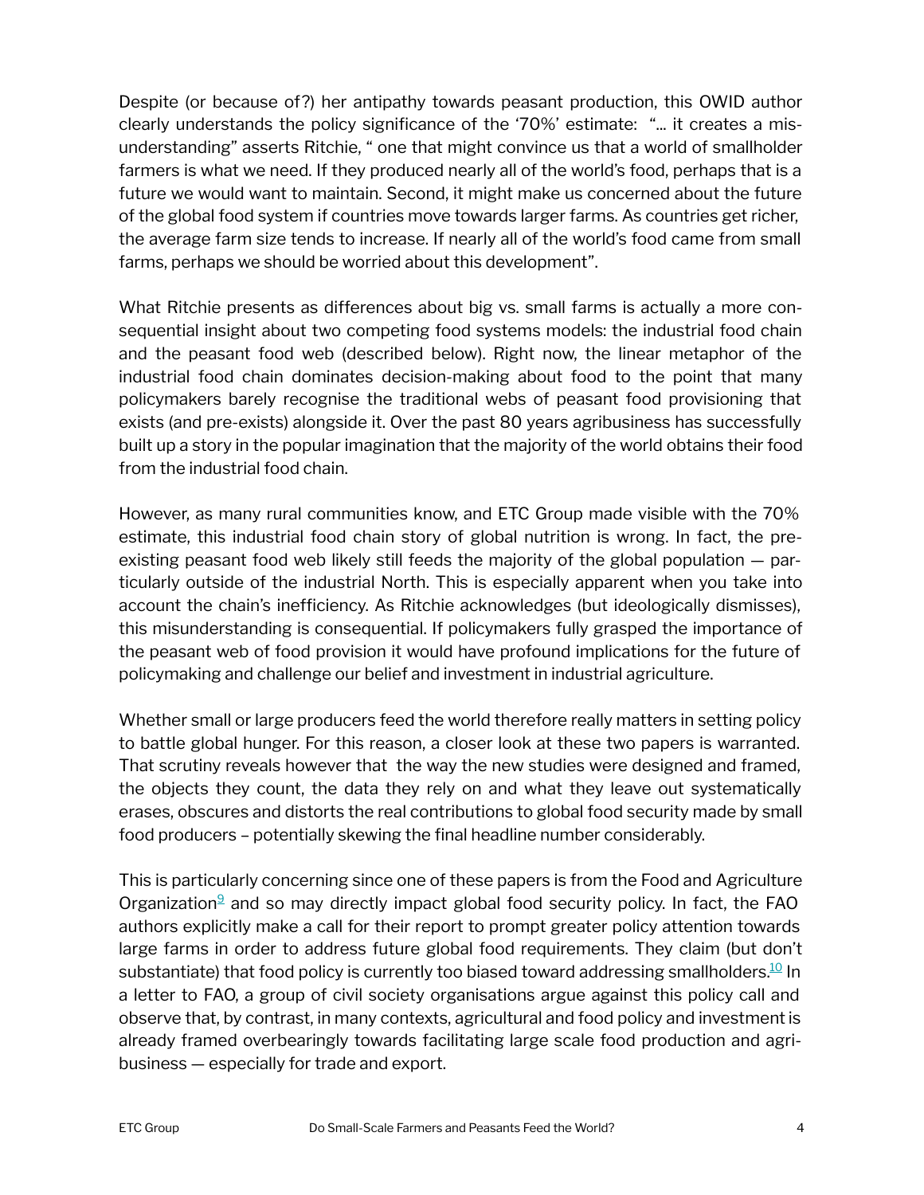Despite (or because of?) her antipathy towards peasant production, this OWID author clearly understands the policy significance of the '70%' estimate: "... it creates a misunderstanding" asserts Ritchie, " one that might convince us that a world of smallholder farmers is what we need. If they produced nearly all of the world's food, perhaps that is a future we would want to maintain. Second, it might make us concerned about the future of the global food system if countries move towards larger farms. As countries get richer, the average farm size tends to increase. If nearly all of the world's food came from small farms, perhaps we should be worried about this development".

What Ritchie presents as differences about big vs. small farms is actually a more consequential insight about two competing food systems models: the industrial food chain and the peasant food web (described below). Right now, the linear metaphor of the industrial food chain dominates decision-making about food to the point that many policymakers barely recognise the traditional webs of peasant food provisioning that exists (and pre-exists) alongside it. Over the past 80 years agribusiness has successfully built up a story in the popular imagination that the majority of the world obtains their food from the industrial food chain.

However, as many rural communities know, and ETC Group made visible with the 70% estimate, this industrial food chain story of global nutrition is wrong. In fact, the pre-existing peasant food web likely still feeds the majority of the global population — particularly outside of the industrial North. This is especially apparent when you take into account the chain's inefficiency. As Ritchie acknowledges (but ideologically dismisses), this misunderstanding is consequential. If policymakers fully grasped the importance of the peasant web of food provision it would have profound implications for the future of policymaking and challenge our belief and investment in industrial agriculture.

Whether small or large producers feed the world therefore really matters in setting policy to battle global hunger. For this reason, a closer look at these two papers is warranted. That scrutiny reveals however that the way the new studies were designed and framed, the objects they count, the data they rely on and what they leave out systematically erases, obscures and distorts the real contributions to global food security made by small food producers – potentially skewing the final headline number considerably.

This is particularly concerning since one of these papers is from the Food and Agriculture Organization[9] and so may directly impact global food security policy. In fact, the FAO authors explicitly make a call for their report to prompt greater policy attention towards large farms in order to address future global food requirements. They claim (but don't substantiate) that food policy is currently too biased toward addressing smallholders.[10] In a letter to FAO, a group of civil society organisations argue against this policy call and observe that, by contrast, in many contexts, agricultural and food policy and investment is already framed overbearingly towards facilitating large scale food production and agribusiness — especially for trade and export.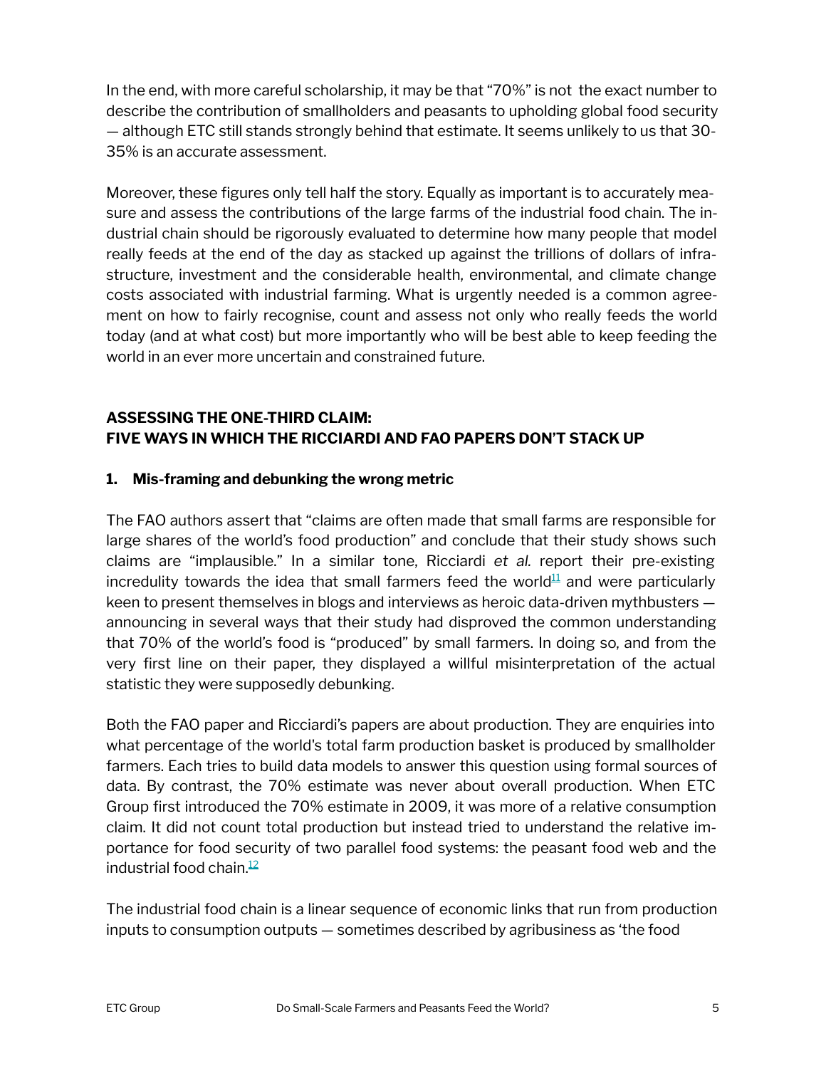In the end, with more careful scholarship, it may be that "70%" is not the exact number to describe the contribution of smallholders and peasants to upholding global food security — although ETC still stands strongly behind that estimate. It seems unlikely to us that 30-35% is an accurate assessment.

Moreover, these figures only tell half the story. Equally as important is to accurately measure and assess the contributions of the large farms of the industrial food chain. The industrial chain should be rigorously evaluated to determine how many people that model really feeds at the end of the day as stacked up against the trillions of dollars of infrastructure, investment and the considerable health, environmental, and climate change costs associated with industrial farming. What is urgently needed is a common agreement on how to fairly recognise, count and assess not only who really feeds the world today (and at what cost) but more importantly who will be best able to keep feeding the world in an ever more uncertain and constrained future.

## ASSESSING THE ONE-THIRD CLAIM: FIVE WAYS IN WHICH THE RICCIARDI AND FAO PAPERS DON'T STACK UP

### 1. Mis-framing and debunking the wrong metric

The FAO authors assert that "claims are often made that small farms are responsible for large shares of the world's food production" and conclude that their study shows such claims are "implausible." In a similar tone, Ricciardi *et al.* report their pre-existing incredulity towards the idea that small farmers feed the world[11] and were particularly keen to present themselves in blogs and interviews as heroic data-driven mythbusters — announcing in several ways that their study had disproved the common understanding that 70% of the world's food is "produced" by small farmers. In doing so, and from the very first line on their paper, they displayed a willful misinterpretation of the actual statistic they were supposedly debunking.

Both the FAO paper and Ricciardi's papers are about production. They are enquiries into what percentage of the world's total farm production basket is produced by smallholder farmers. Each tries to build data models to answer this question using formal sources of data. By contrast, the 70% estimate was never about overall production. When ETC Group first introduced the 70% estimate in 2009, it was more of a relative consumption claim. It did not count total production but instead tried to understand the relative importance for food security of two parallel food systems: the peasant food web and the industrial food chain.[12]

The industrial food chain is a linear sequence of economic links that run from production inputs to consumption outputs — sometimes described by agribusiness as 'the food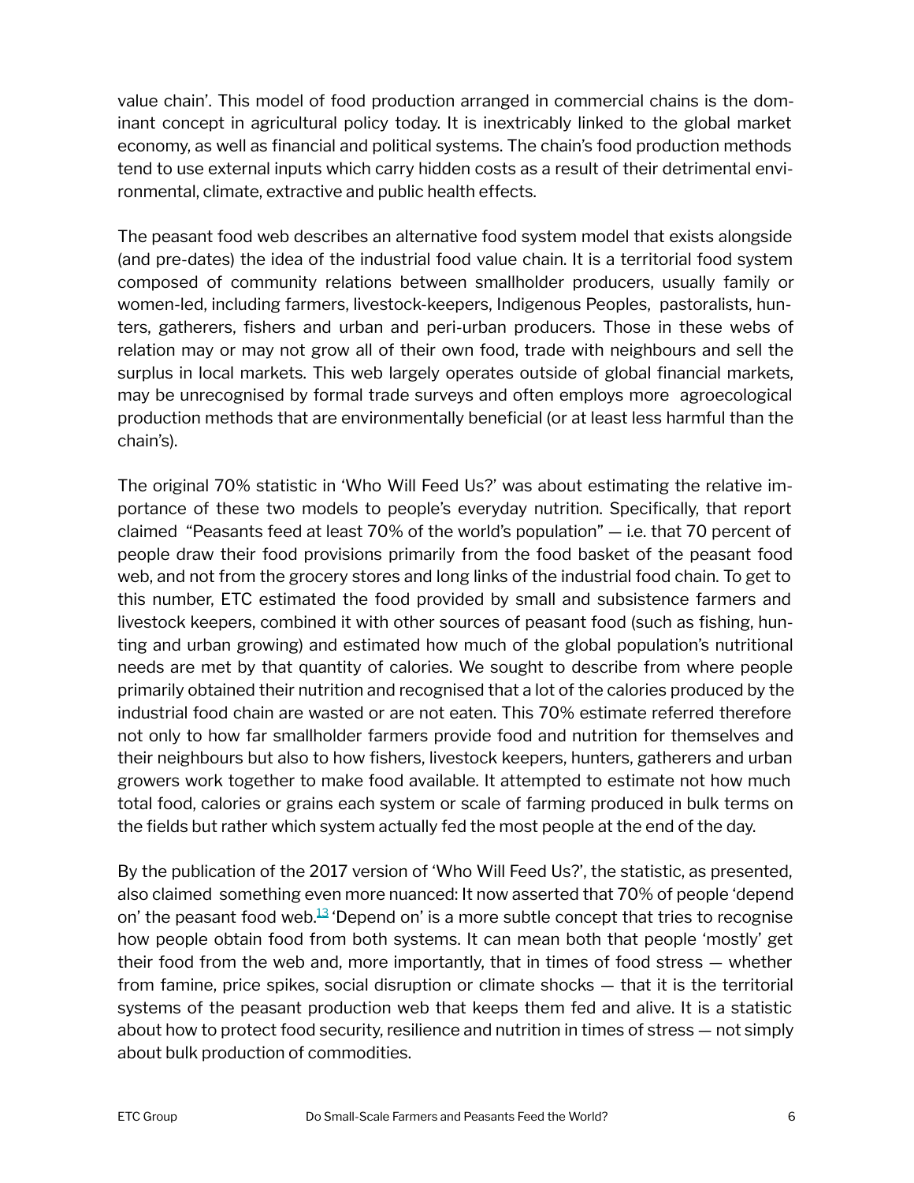value chain'. This model of food production arranged in commercial chains is the dominant concept in agricultural policy today. It is inextricably linked to the global market economy, as well as financial and political systems. The chain's food production methods tend to use external inputs which carry hidden costs as a result of their detrimental environmental, climate, extractive and public health effects.

The peasant food web describes an alternative food system model that exists alongside (and pre-dates) the idea of the industrial food value chain. It is a territorial food system composed of community relations between smallholder producers, usually family or women-led, including farmers, livestock-keepers, Indigenous Peoples, pastoralists, hunters, gatherers, fishers and urban and peri-urban producers. Those in these webs of relation may or may not grow all of their own food, trade with neighbours and sell the surplus in local markets. This web largely operates outside of global financial markets, may be unrecognised by formal trade surveys and often employs more agroecological production methods that are environmentally beneficial (or at least less harmful than the chain's).

The original 70% statistic in 'Who Will Feed Us?' was about estimating the relative importance of these two models to people's everyday nutrition. Specifically, that report claimed "Peasants feed at least 70% of the world's population" — i.e. that 70 percent of people draw their food provisions primarily from the food basket of the peasant food web, and not from the grocery stores and long links of the industrial food chain. To get to this number, ETC estimated the food provided by small and subsistence farmers and livestock keepers, combined it with other sources of peasant food (such as fishing, hunting and urban growing) and estimated how much of the global population's nutritional needs are met by that quantity of calories. We sought to describe from where people primarily obtained their nutrition and recognised that a lot of the calories produced by the industrial food chain are wasted or are not eaten. This 70% estimate referred therefore not only to how far smallholder farmers provide food and nutrition for themselves and their neighbours but also to how fishers, livestock keepers, hunters, gatherers and urban growers work together to make food available. It attempted to estimate not how much total food, calories or grains each system or scale of farming produced in bulk terms on the fields but rather which system actually fed the most people at the end of the day.

By the publication of the 2017 version of 'Who Will Feed Us?', the statistic, as presented, also claimed something even more nuanced: It now asserted that 70% of people 'depend on' the peasant food web.[13] 'Depend on' is a more subtle concept that tries to recognise how people obtain food from both systems. It can mean both that people 'mostly' get their food from the web and, more importantly, that in times of food stress — whether from famine, price spikes, social disruption or climate shocks — that it is the territorial systems of the peasant production web that keeps them fed and alive. It is a statistic about how to protect food security, resilience and nutrition in times of stress — not simply about bulk production of commodities.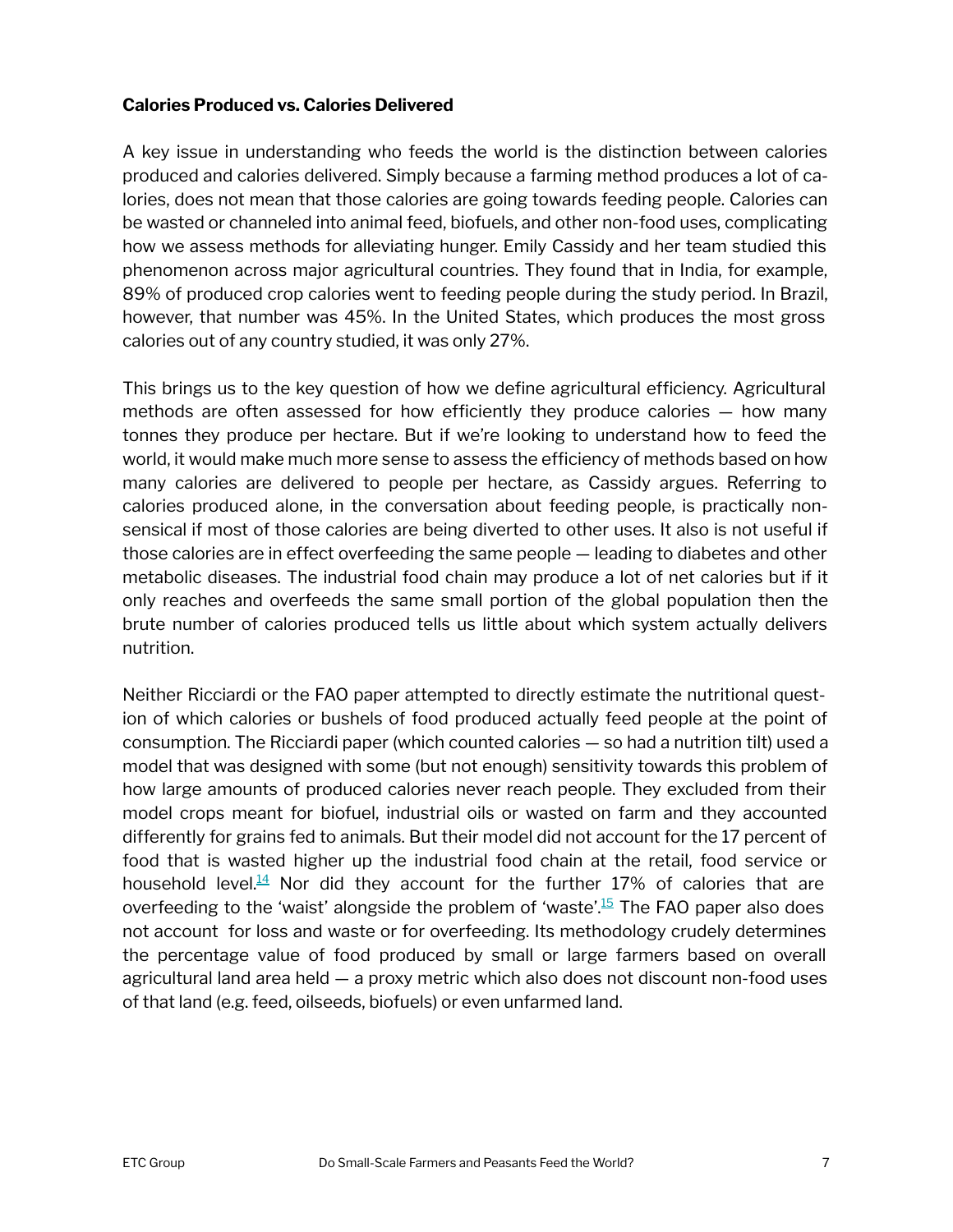**Calories Produced vs. Calories Delivered**

A key issue in understanding who feeds the world is the distinction between calories produced and calories delivered. Simply because a farming method produces a lot of calories, does not mean that those calories are going towards feeding people. Calories can be wasted or channeled into animal feed, biofuels, and other non-food uses, complicating how we assess methods for alleviating hunger. Emily Cassidy and her team studied this phenomenon across major agricultural countries. They found that in India, for example, 89% of produced crop calories went to feeding people during the study period. In Brazil, however, that number was 45%. In the United States, which produces the most gross calories out of any country studied, it was only 27%.

This brings us to the key question of how we define agricultural efficiency. Agricultural methods are often assessed for how efficiently they produce calories — how many tonnes they produce per hectare. But if we're looking to understand how to feed the world, it would make much more sense to assess the efficiency of methods based on how many calories are delivered to people per hectare, as Cassidy argues. Referring to calories produced alone, in the conversation about feeding people, is practically nonsensical if most of those calories are being diverted to other uses. It also is not useful if those calories are in effect overfeeding the same people — leading to diabetes and other metabolic diseases. The industrial food chain may produce a lot of net calories but if it only reaches and overfeeds the same small portion of the global population then the brute number of calories produced tells us little about which system actually delivers nutrition.

Neither Ricciardi or the FAO paper attempted to directly estimate the nutritional question of which calories or bushels of food produced actually feed people at the point of consumption. The Ricciardi paper (which counted calories — so had a nutrition tilt) used a model that was designed with some (but not enough) sensitivity towards this problem of how large amounts of produced calories never reach people. They excluded from their model crops meant for biofuel, industrial oils or wasted on farm and they accounted differently for grains fed to animals. But their model did not account for the 17 percent of food that is wasted higher up the industrial food chain at the retail, food service or household level.[14] Nor did they account for the further 17% of calories that are overfeeding to the 'waist' alongside the problem of 'waste'.[15] The FAO paper also does not account for loss and waste or for overfeeding. Its methodology crudely determines the percentage value of food produced by small or large farmers based on overall agricultural land area held — a proxy metric which also does not discount non-food uses of that land (e.g. feed, oilseeds, biofuels) or even unfarmed land.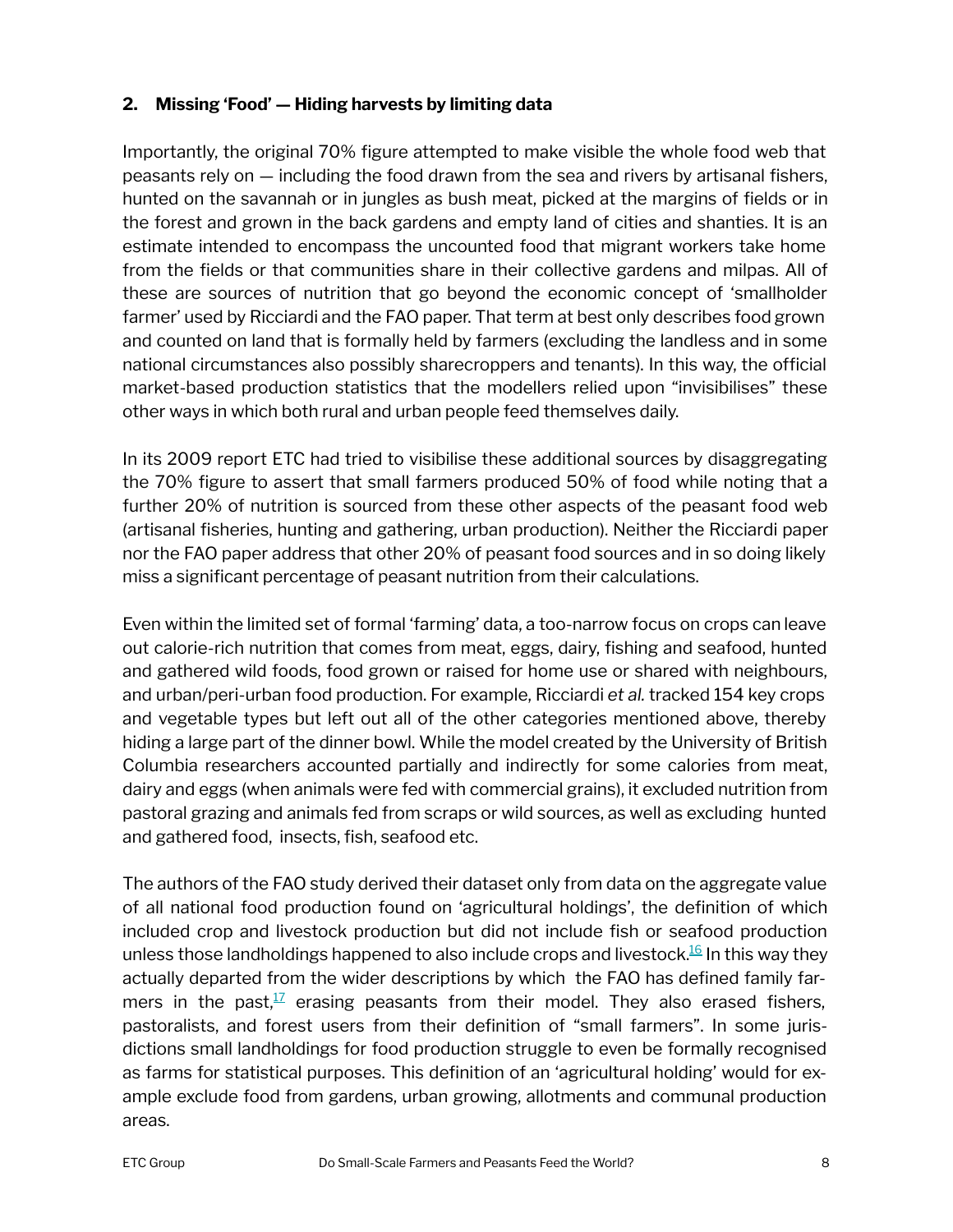## 2. Missing 'Food' — Hiding harvests by limiting data

Importantly, the original 70% figure attempted to make visible the whole food web that peasants rely on — including the food drawn from the sea and rivers by artisanal fishers, hunted on the savannah or in jungles as bush meat, picked at the margins of fields or in the forest and grown in the back gardens and empty land of cities and shanties. It is an estimate intended to encompass the uncounted food that migrant workers take home from the fields or that communities share in their collective gardens and milpas. All of these are sources of nutrition that go beyond the economic concept of 'smallholder farmer' used by Ricciardi and the FAO paper. That term at best only describes food grown and counted on land that is formally held by farmers (excluding the landless and in some national circumstances also possibly sharecroppers and tenants). In this way, the official market-based production statistics that the modellers relied upon "invisibilises" these other ways in which both rural and urban people feed themselves daily.

In its 2009 report ETC had tried to visibilise these additional sources by disaggregating the 70% figure to assert that small farmers produced 50% of food while noting that a further 20% of nutrition is sourced from these other aspects of the peasant food web (artisanal fisheries, hunting and gathering, urban production). Neither the Ricciardi paper nor the FAO paper address that other 20% of peasant food sources and in so doing likely miss a significant percentage of peasant nutrition from their calculations.

Even within the limited set of formal 'farming' data, a too-narrow focus on crops can leave out calorie-rich nutrition that comes from meat, eggs, dairy, fishing and seafood, hunted and gathered wild foods, food grown or raised for home use or shared with neighbours, and urban/peri-urban food production. For example, Ricciardi *et al.* tracked 154 key crops and vegetable types but left out all of the other categories mentioned above, thereby hiding a large part of the dinner bowl. While the model created by the University of British Columbia researchers accounted partially and indirectly for some calories from meat, dairy and eggs (when animals were fed with commercial grains), it excluded nutrition from pastoral grazing and animals fed from scraps or wild sources, as well as excluding hunted and gathered food, insects, fish, seafood etc.

The authors of the FAO study derived their dataset only from data on the aggregate value of all national food production found on 'agricultural holdings', the definition of which included crop and livestock production but did not include fish or seafood production unless those landholdings happened to also include crops and livestock.[16] In this way they actually departed from the wider descriptions by which the FAO has defined family farmers in the past,[17] erasing peasants from their model. They also erased fishers, pastoralists, and forest users from their definition of "small farmers". In some jurisdictions small landholdings for food production struggle to even be formally recognised as farms for statistical purposes. This definition of an 'agricultural holding' would for example exclude food from gardens, urban growing, allotments and communal production areas.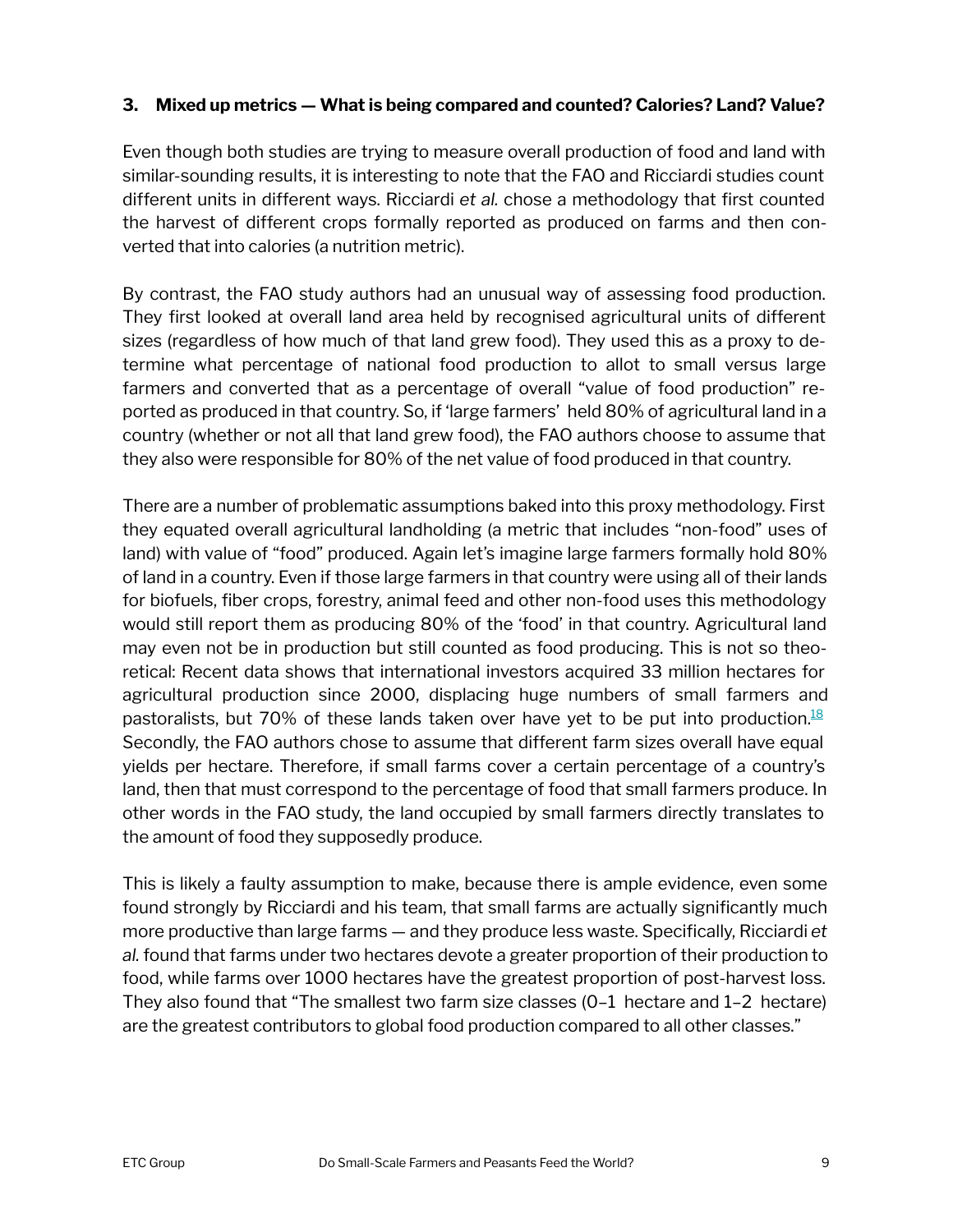### 3. Mixed up metrics — What is being compared and counted? Calories? Land? Value?

Even though both studies are trying to measure overall production of food and land with similar-sounding results, it is interesting to note that the FAO and Ricciardi studies count different units in different ways. Ricciardi *et al.* chose a methodology that first counted the harvest of different crops formally reported as produced on farms and then converted that into calories (a nutrition metric).

By contrast, the FAO study authors had an unusual way of assessing food production. They first looked at overall land area held by recognised agricultural units of different sizes (regardless of how much of that land grew food). They used this as a proxy to determine what percentage of national food production to allot to small versus large farmers and converted that as a percentage of overall "value of food production" reported as produced in that country. So, if 'large farmers' held 80% of agricultural land in a country (whether or not all that land grew food), the FAO authors choose to assume that they also were responsible for 80% of the net value of food produced in that country.

There are a number of problematic assumptions baked into this proxy methodology. First they equated overall agricultural landholding (a metric that includes "non-food" uses of land) with value of "food" produced. Again let's imagine large farmers formally hold 80% of land in a country. Even if those large farmers in that country were using all of their lands for biofuels, fiber crops, forestry, animal feed and other non-food uses this methodology would still report them as producing 80% of the 'food' in that country. Agricultural land may even not be in production but still counted as food producing. This is not so theoretical: Recent data shows that international investors acquired 33 million hectares for agricultural production since 2000, displacing huge numbers of small farmers and pastoralists, but 70% of these lands taken over have yet to be put into production.[18] Secondly, the FAO authors chose to assume that different farm sizes overall have equal yields per hectare. Therefore, if small farms cover a certain percentage of a country's land, then that must correspond to the percentage of food that small farmers produce. In other words in the FAO study, the land occupied by small farmers directly translates to the amount of food they supposedly produce.

This is likely a faulty assumption to make, because there is ample evidence, even some found strongly by Ricciardi and his team, that small farms are actually significantly much more productive than large farms — and they produce less waste. Specifically, Ricciardi *et al.* found that farms under two hectares devote a greater proportion of their production to food, while farms over 1000 hectares have the greatest proportion of post-harvest loss. They also found that "The smallest two farm size classes (0–1 hectare and 1–2 hectare) are the greatest contributors to global food production compared to all other classes."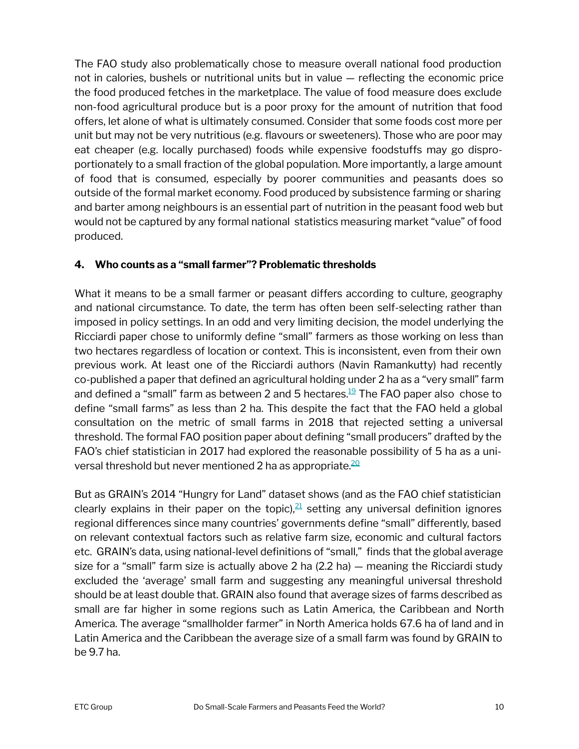The FAO study also problematically chose to measure overall national food production not in calories, bushels or nutritional units but in value — reflecting the economic price the food produced fetches in the marketplace. The value of food measure does exclude non-food agricultural produce but is a poor proxy for the amount of nutrition that food offers, let alone of what is ultimately consumed. Consider that some foods cost more per unit but may not be very nutritious (e.g. flavours or sweeteners). Those who are poor may eat cheaper (e.g. locally purchased) foods while expensive foodstuffs may go disproportionately to a small fraction of the global population. More importantly, a large amount of food that is consumed, especially by poorer communities and peasants does so outside of the formal market economy. Food produced by subsistence farming or sharing and barter among neighbours is an essential part of nutrition in the peasant food web but would not be captured by any formal national statistics measuring market "value" of food produced.

### 4. Who counts as a "small farmer"? Problematic thresholds

What it means to be a small farmer or peasant differs according to culture, geography and national circumstance. To date, the term has often been self-selecting rather than imposed in policy settings. In an odd and very limiting decision, the model underlying the Ricciardi paper chose to uniformly define "small" farmers as those working on less than two hectares regardless of location or context. This is inconsistent, even from their own previous work. At least one of the Ricciardi authors (Navin Ramankutty) had recently co-published a paper that defined an agricultural holding under 2 ha as a "very small" farm and defined a "small" farm as between 2 and 5 hectares.[19] The FAO paper also chose to define "small farms" as less than 2 ha. This despite the fact that the FAO held a global consultation on the metric of small farms in 2018 that rejected setting a universal threshold. The formal FAO position paper about defining "small producers" drafted by the FAO's chief statistician in 2017 had explored the reasonable possibility of 5 ha as a universal threshold but never mentioned 2 ha as appropriate.[20]

But as GRAIN's 2014 "Hungry for Land" dataset shows (and as the FAO chief statistician clearly explains in their paper on the topic),[21] setting any universal definition ignores regional differences since many countries' governments define "small" differently, based on relevant contextual factors such as relative farm size, economic and cultural factors etc. GRAIN's data, using national-level definitions of "small," finds that the global average size for a "small" farm size is actually above 2 ha (2.2 ha) — meaning the Ricciardi study excluded the 'average' small farm and suggesting any meaningful universal threshold should be at least double that. GRAIN also found that average sizes of farms described as small are far higher in some regions such as Latin America, the Caribbean and North America. The average "smallholder farmer" in North America holds 67.6 ha of land and in Latin America and the Caribbean the average size of a small farm was found by GRAIN to be 9.7 ha.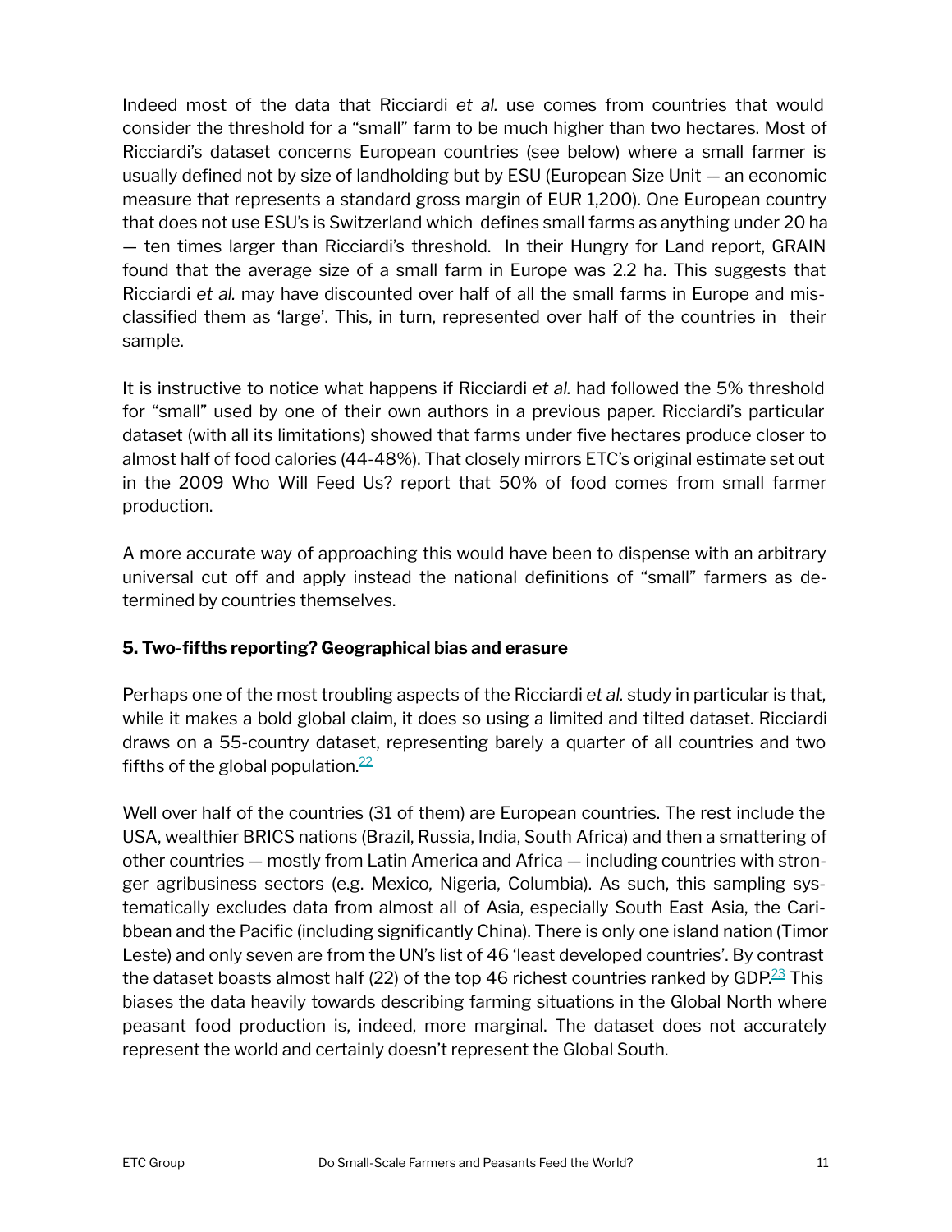Indeed most of the data that Ricciardi *et al.* use comes from countries that would consider the threshold for a "small" farm to be much higher than two hectares. Most of Ricciardi's dataset concerns European countries (see below) where a small farmer is usually defined not by size of landholding but by ESU (European Size Unit — an economic measure that represents a standard gross margin of EUR 1,200). One European country that does not use ESU's is Switzerland which defines small farms as anything under 20 ha — ten times larger than Ricciardi's threshold. In their Hungry for Land report, GRAIN found that the average size of a small farm in Europe was 2.2 ha. This suggests that Ricciardi *et al.* may have discounted over half of all the small farms in Europe and misclassified them as 'large'. This, in turn, represented over half of the countries in their sample.

It is instructive to notice what happens if Ricciardi *et al.* had followed the 5% threshold for "small" used by one of their own authors in a previous paper. Ricciardi's particular dataset (with all its limitations) showed that farms under five hectares produce closer to almost half of food calories (44-48%). That closely mirrors ETC's original estimate set out in the 2009 Who Will Feed Us? report that 50% of food comes from small farmer production.

A more accurate way of approaching this would have been to dispense with an arbitrary universal cut off and apply instead the national definitions of "small" farmers as determined by countries themselves.

### 5. Two-fifths reporting? Geographical bias and erasure

Perhaps one of the most troubling aspects of the Ricciardi *et al.* study in particular is that, while it makes a bold global claim, it does so using a limited and tilted dataset. Ricciardi draws on a 55-country dataset, representing barely a quarter of all countries and two fifths of the global population.[22]

Well over half of the countries (31 of them) are European countries. The rest include the USA, wealthier BRICS nations (Brazil, Russia, India, South Africa) and then a smattering of other countries — mostly from Latin America and Africa — including countries with stronger agribusiness sectors (e.g. Mexico, Nigeria, Columbia). As such, this sampling systematically excludes data from almost all of Asia, especially South East Asia, the Caribbean and the Pacific (including significantly China). There is only one island nation (Timor Leste) and only seven are from the UN's list of 46 'least developed countries'. By contrast the dataset boasts almost half (22) of the top 46 richest countries ranked by GDP.[23] This biases the data heavily towards describing farming situations in the Global North where peasant food production is, indeed, more marginal. The dataset does not accurately represent the world and certainly doesn't represent the Global South.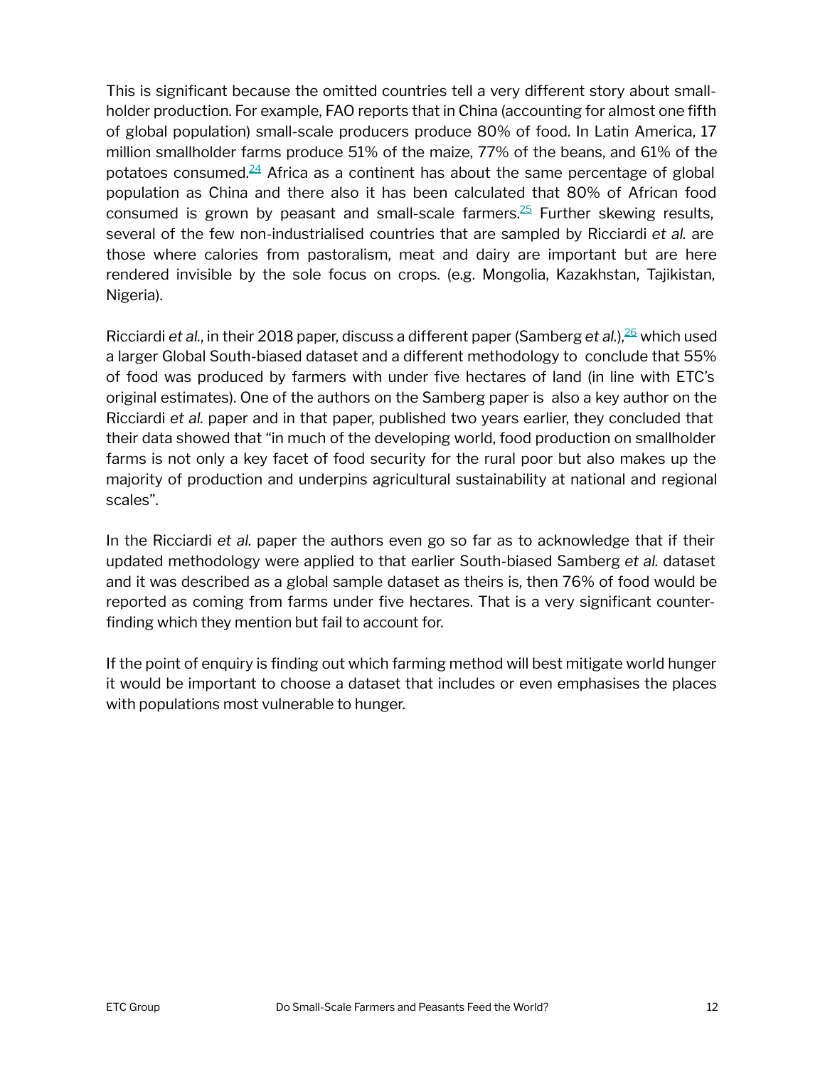This is significant because the omitted countries tell a very different story about smallholder production. For example, FAO reports that in China (accounting for almost one fifth of global population) small-scale producers produce 80% of food. In Latin America, 17 million smallholder farms produce 51% of the maize, 77% of the beans, and 61% of the potatoes consumed.[24] Africa as a continent has about the same percentage of global population as China and there also it has been calculated that 80% of African food consumed is grown by peasant and small-scale farmers.[25] Further skewing results, several of the few non-industrialised countries that are sampled by Ricciardi *et al.* are those where calories from pastoralism, meat and dairy are important but are here rendered invisible by the sole focus on crops. (e.g. Mongolia, Kazakhstan, Tajikistan, Nigeria).

Ricciardi *et al.*, in their 2018 paper, discuss a different paper (Samberg *et al.*),[26] which used a larger Global South-biased dataset and a different methodology to conclude that 55% of food was produced by farmers with under five hectares of land (in line with ETC's original estimates). One of the authors on the Samberg paper is also a key author on the Ricciardi *et al.* paper and in that paper, published two years earlier, they concluded that their data showed that "in much of the developing world, food production on smallholder farms is not only a key facet of food security for the rural poor but also makes up the majority of production and underpins agricultural sustainability at national and regional scales".

In the Ricciardi *et al.* paper the authors even go so far as to acknowledge that if their updated methodology were applied to that earlier South-biased Samberg *et al.* dataset and it was described as a global sample dataset as theirs is, then 76% of food would be reported as coming from farms under five hectares. That is a very significant counter-finding which they mention but fail to account for.

If the point of enquiry is finding out which farming method will best mitigate world hunger it would be important to choose a dataset that includes or even emphasises the places with populations most vulnerable to hunger.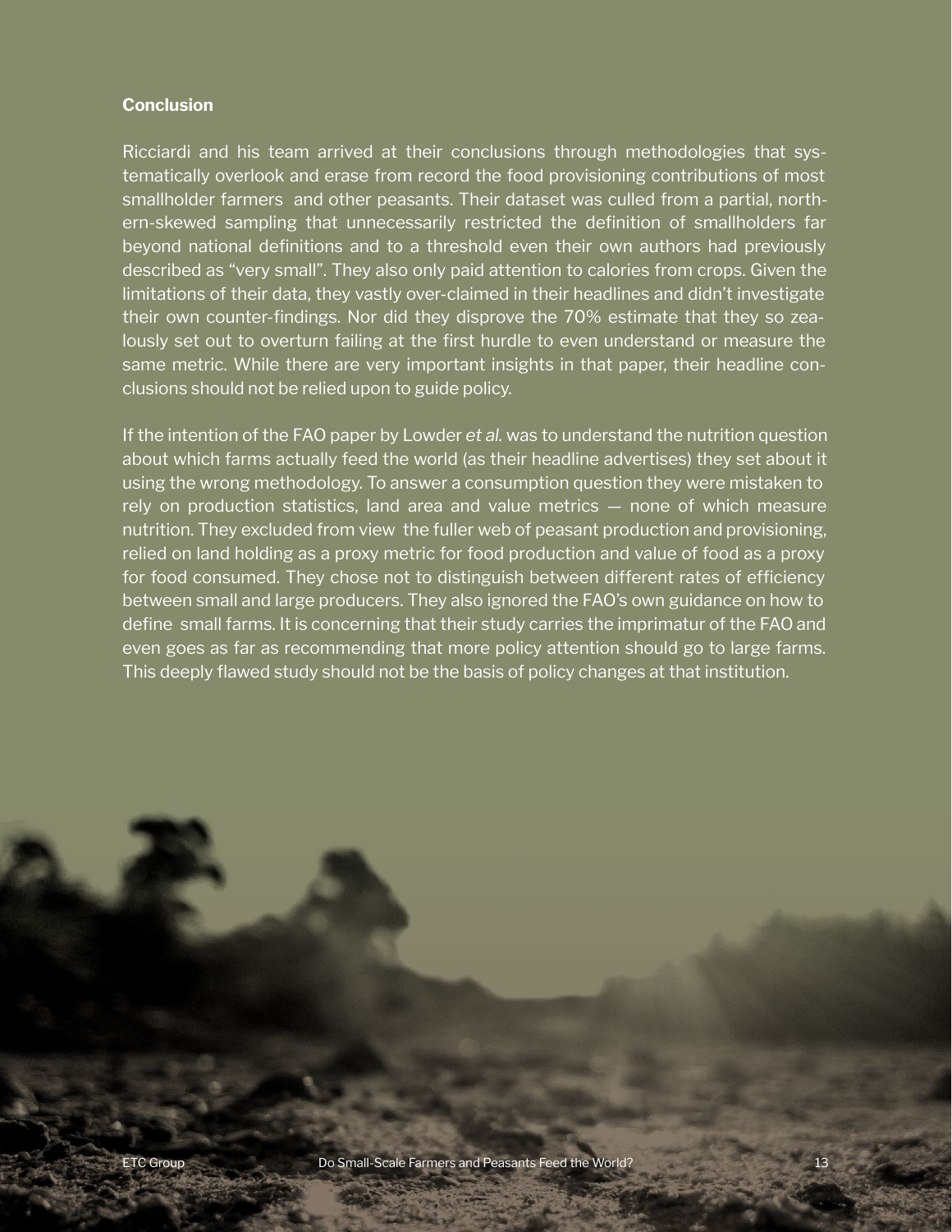**Conclusion**

Ricciardi and his team arrived at their conclusions through methodologies that systematically overlook and erase from record the food provisioning contributions of most smallholder farmers and other peasants. Their dataset was culled from a partial, northern-skewed sampling that unnecessarily restricted the definition of smallholders far beyond national definitions and to a threshold even their own authors had previously described as "very small". They also only paid attention to calories from crops. Given the limitations of their data, they vastly over-claimed in their headlines and didn't investigate their own counter-findings. Nor did they disprove the 70% estimate that they so zealously set out to overturn failing at the first hurdle to even understand or measure the same metric. While there are very important insights in that paper, their headline conclusions should not be relied upon to guide policy.

If the intention of the FAO paper by Lowder *et al.* was to understand the nutrition question about which farms actually feed the world (as their headline advertises) they set about it using the wrong methodology. To answer a consumption question they were mistaken to rely on production statistics, land area and value metrics — none of which measure nutrition. They excluded from view the fuller web of peasant production and provisioning, relied on land holding as a proxy metric for food production and value of food as a proxy for food consumed. They chose not to distinguish between different rates of efficiency between small and large producers. They also ignored the FAO's own guidance on how to define small farms. It is concerning that their study carries the imprimatur of the FAO and even goes as far as recommending that more policy attention should go to large farms. This deeply flawed study should not be the basis of policy changes at that institution.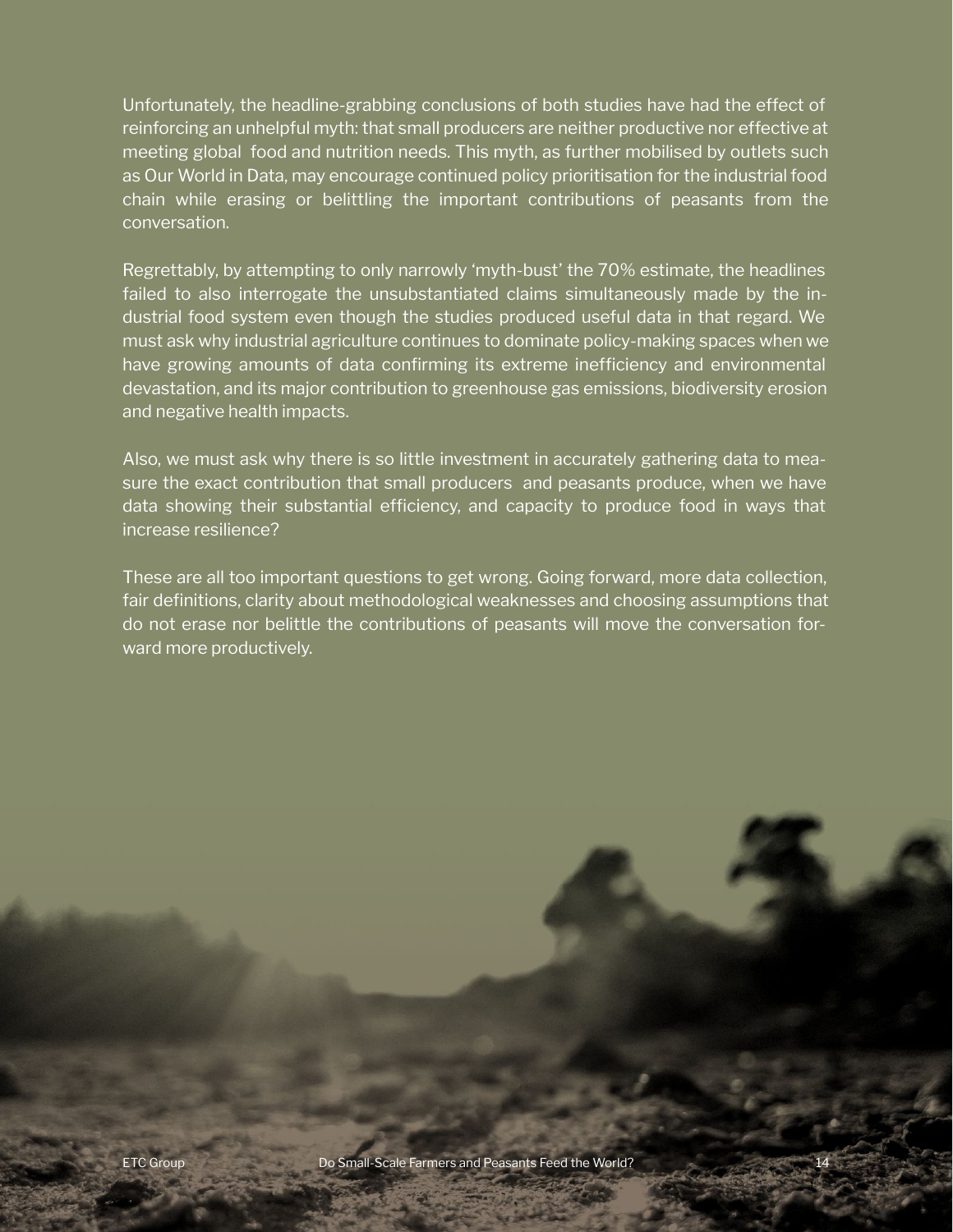Unfortunately, the headline-grabbing conclusions of both studies have had the effect of reinforcing an unhelpful myth: that small producers are neither productive nor effective at meeting global food and nutrition needs. This myth, as further mobilised by outlets such as Our World in Data, may encourage continued policy prioritisation for the industrial food chain while erasing or belittling the important contributions of peasants from the conversation.

Regrettably, by attempting to only narrowly 'myth-bust' the 70% estimate, the headlines failed to also interrogate the unsubstantiated claims simultaneously made by the industrial food system even though the studies produced useful data in that regard. We must ask why industrial agriculture continues to dominate policy-making spaces when we have growing amounts of data confirming its extreme inefficiency and environmental devastation, and its major contribution to greenhouse gas emissions, biodiversity erosion and negative health impacts.

Also, we must ask why there is so little investment in accurately gathering data to measure the exact contribution that small producers and peasants produce, when we have data showing their substantial efficiency, and capacity to produce food in ways that increase resilience?

These are all too important questions to get wrong. Going forward, more data collection, fair definitions, clarity about methodological weaknesses and choosing assumptions that do not erase nor belittle the contributions of peasants will move the conversation forward more productively.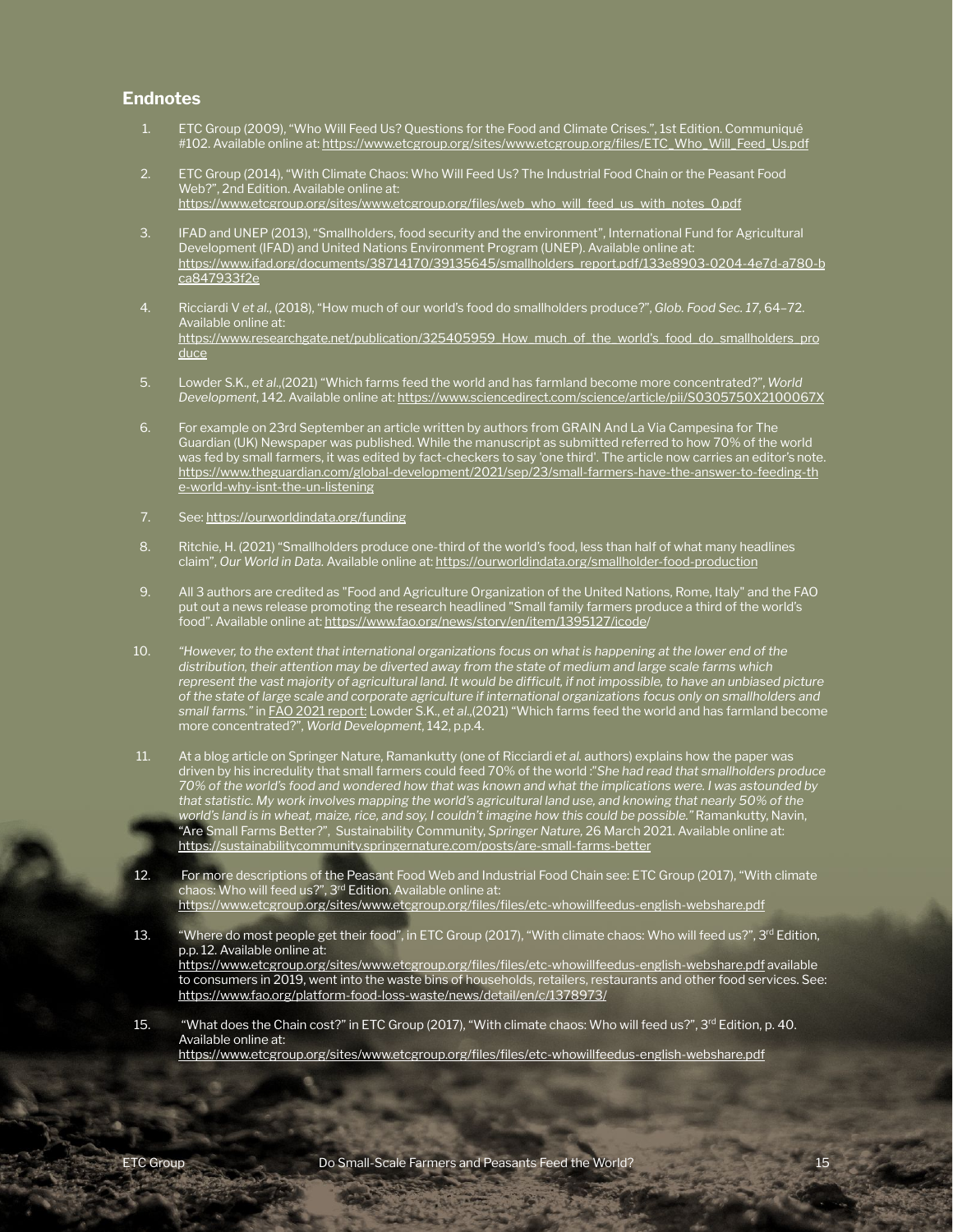## Endnotes

1. ETC Group (2009), "Who Will Feed Us? Questions for the Food and Climate Crises.", 1st Edition. Communiqué #102. Available online at: https://www.etcgroup.org/sites/www.etcgroup.org/files/ETC_Who_Will_Feed_Us.pdf

2. ETC Group (2014), "With Climate Chaos: Who Will Feed Us? The Industrial Food Chain or the Peasant Food Web?", 2nd Edition. Available online at: https://www.etcgroup.org/sites/www.etcgroup.org/files/web_who_will_feed_us_with_notes_0.pdf

3. IFAD and UNEP (2013), "Smallholders, food security and the environment", International Fund for Agricultural Development (IFAD) and United Nations Environment Program (UNEP). Available online at: https://www.ifad.org/documents/38714170/39135645/smallholders_report.pdf/133e8903-0204-4e7d-a780-bca847933f2e

4. Ricciardi V *et al.*, (2018), "How much of our world's food do smallholders produce?", *Glob. Food Sec. 17*, 64–72. Available online at: https://www.researchgate.net/publication/325405959_How_much_of_the_world's_food_do_smallholders_produce

5. Lowder S.K., *et al.*,(2021) "Which farms feed the world and has farmland become more concentrated?", *World Development*, 142. Available online at: https://www.sciencedirect.com/science/article/pii/S0305750X2100067X

6. For example on 23rd September an article written by authors from GRAIN And La Via Campesina for The Guardian (UK) Newspaper was published. While the manuscript as submitted referred to how 70% of the world was fed by small farmers, it was edited by fact-checkers to say 'one third'. The article now carries an editor's note. https://www.theguardian.com/global-development/2021/sep/23/small-farmers-have-the-answer-to-feeding-the-world-why-isnt-the-un-listening

7. See: https://ourworldindata.org/funding

8. Ritchie, H. (2021) "Smallholders produce one-third of the world's food, less than half of what many headlines claim", *Our World in Data.* Available online at: https://ourworldindata.org/smallholder-food-production

9. All 3 authors are credited as "Food and Agriculture Organization of the United Nations, Rome, Italy" and the FAO put out a news release promoting the research headlined "Small family farmers produce a third of the world's food". Available online at: https://www.fao.org/news/story/en/item/1395127/icode/

10. *"However, to the extent that international organizations focus on what is happening at the lower end of the distribution, their attention may be diverted away from the state of medium and large scale farms which represent the vast majority of agricultural land. It would be difficult, if not impossible, to have an unbiased picture of the state of large scale and corporate agriculture if international organizations focus only on smallholders and small farms."* in FAO 2021 report: Lowder S.K., *et al.*,(2021) "Which farms feed the world and has farmland become more concentrated?", *World Development*, 142, p.p.4.

11. At a blog article on Springer Nature, Ramankutty (one of Ricciardi *et al.* authors) explains how the paper was driven by his incredulity that small farmers could feed 70% of the world :"*She had read that smallholders produce 70% of the world's food and wondered how that was known and what the implications were. I was astounded by that statistic. My work involves mapping the world's agricultural land use, and knowing that nearly 50% of the world's land is in wheat, maize, rice, and soy, I couldn't imagine how this could be possible."* Ramankutty, Navin, "Are Small Farms Better?", Sustainability Community, *Springer Nature*, 26 March 2021. Available online at: https://sustainabilitycommunity.springernature.com/posts/are-small-farms-better

12. For more descriptions of the Peasant Food Web and Industrial Food Chain see: ETC Group (2017), "With climate chaos: Who will feed us?", 3rd Edition. Available online at: https://www.etcgroup.org/sites/www.etcgroup.org/files/files/etc-whowillfeedus-english-webshare.pdf

13. "Where do most people get their food", in ETC Group (2017), "With climate chaos: Who will feed us?", 3rd Edition, p.p. 12. Available online at: https://www.etcgroup.org/sites/www.etcgroup.org/files/files/etc-whowillfeedus-english-webshare.pdf available to consumers in 2019, went into the waste bins of households, retailers, restaurants and other food services. See: https://www.fao.org/platform-food-loss-waste/news/detail/en/c/1378973/

15. "What does the Chain cost?" in ETC Group (2017), "With climate chaos: Who will feed us?", 3rd Edition, p. 40. Available online at: https://www.etcgroup.org/sites/www.etcgroup.org/files/files/etc-whowillfeedus-english-webshare.pdf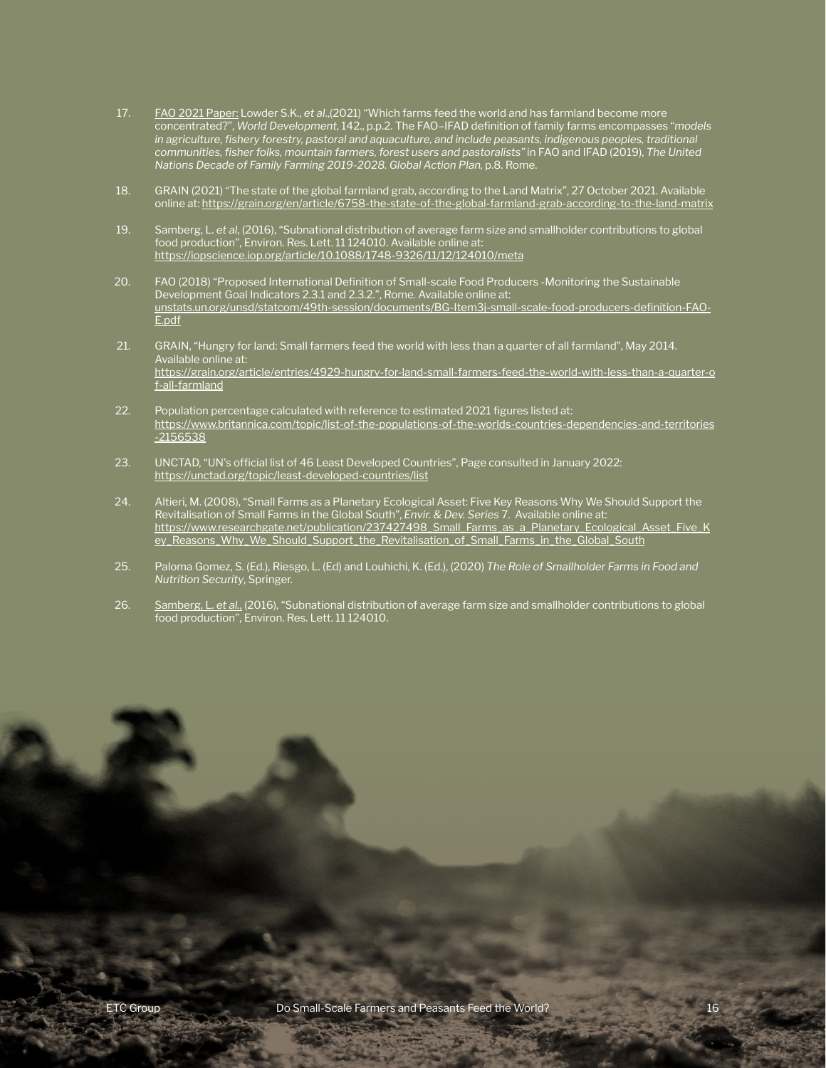17. FAO 2021 Paper: Lowder S.K., *et al*.,(2021) "Which farms feed the world and has farmland become more concentrated?", *World Development*, 142., p.p.2. The FAO–IFAD definition of family farms encompasses *"models in agriculture, fishery forestry, pastoral and aquaculture, and include peasants, indigenous peoples, traditional communities, fisher folks, mountain farmers, forest users and pastoralists"* in FAO and IFAD (2019), *The United Nations Decade of Family Farming 2019-2028. Global Action Plan*, p.8. Rome.

18. GRAIN (2021) "The state of the global farmland grab, according to the Land Matrix", 27 October 2021. Available online at: https://grain.org/en/article/6758-the-state-of-the-global-farmland-grab-according-to-the-land-matrix

19. Samberg, L. *et al*, (2016), "Subnational distribution of average farm size and smallholder contributions to global food production", Environ. Res. Lett. 11 124010. Available online at: https://iopscience.iop.org/article/10.1088/1748-9326/11/12/124010/meta

20. FAO (2018) "Proposed International Definition of Small-scale Food Producers -Monitoring the Sustainable Development Goal Indicators 2.3.1 and 2.3.2.", Rome. Available online at: unstats.un.org/unsd/statcom/49th-session/documents/BG-Item3j-small-scale-food-producers-definition-FAO-E.pdf

21. GRAIN, "Hungry for land: Small farmers feed the world with less than a quarter of all farmland", May 2014. Available online at: https://grain.org/article/entries/4929-hungry-for-land-small-farmers-feed-the-world-with-less-than-a-quarter-of-all-farmland

22. Population percentage calculated with reference to estimated 2021 figures listed at: https://www.britannica.com/topic/list-of-the-populations-of-the-worlds-countries-dependencies-and-territories-2156538

23. UNCTAD, "UN's official list of 46 Least Developed Countries", Page consulted in January 2022: https://unctad.org/topic/least-developed-countries/list

24. Altieri, M. (2008), "Small Farms as a Planetary Ecological Asset: Five Key Reasons Why We Should Support the Revitalisation of Small Farms in the Global South", *Envir. & Dev. Series* 7. Available online at: https://www.researchgate.net/publication/237427498_Small_Farms_as_a_Planetary_Ecological_Asset_Five_Key_Reasons_Why_We_Should_Support_the_Revitalisation_of_Small_Farms_in_the_Global_South

25. Paloma Gomez, S. (Ed.), Riesgo, L. (Ed) and Louhichi, K. (Ed.), (2020) *The Role of Smallholder Farms in Food and Nutrition Security*, Springer.

26. Samberg, L. *et al.*, (2016), "Subnational distribution of average farm size and smallholder contributions to global food production", Environ. Res. Lett. 11 124010.